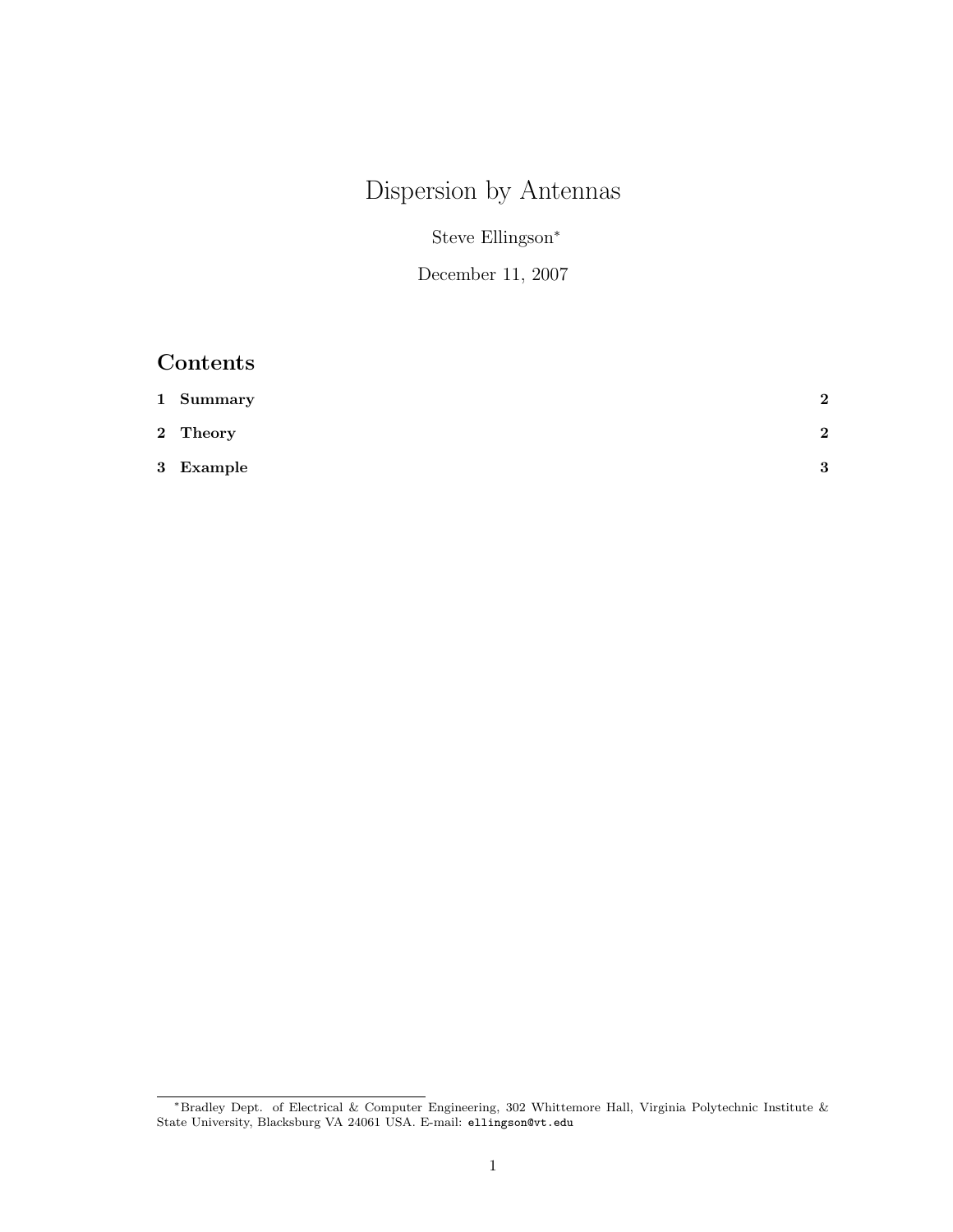# Dispersion by Antennas

Steve Ellingson[*]

December 11, 2007

## Contents

| | | |
|---|---|---|
| **1** | **Summary** | **2** |
| **2** | **Theory** | **2** |
| **3** | **Example** | **3** |

[*]Bradley Dept. of Electrical & Computer Engineering, 302 Whittemore Hall, Virginia Polytechnic Institute & State University, Blacksburg VA 24061 USA. E-mail: `ellingson@vt.edu`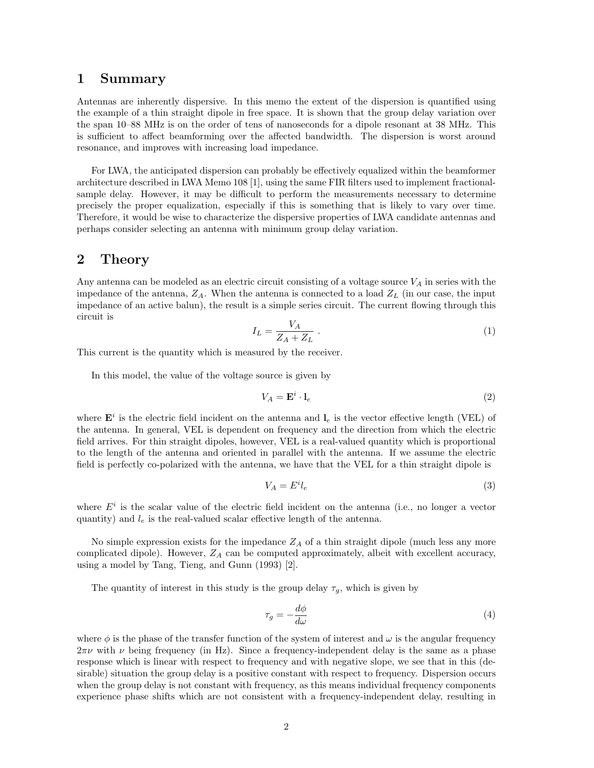## 1 Summary

Antennas are inherently dispersive. In this memo the extent of the dispersion is quantified using the example of a thin straight dipole in free space. It is shown that the group delay variation over the span 10–88 MHz is on the order of tens of nanoseconds for a dipole resonant at 38 MHz. This is sufficient to affect beamforming over the affected bandwidth. The dispersion is worst around resonance, and improves with increasing load impedance.

For LWA, the anticipated dispersion can probably be effectively equalized within the beamformer architecture described in LWA Memo 108 [1], using the same FIR filters used to implement fractional-sample delay. However, it may be difficult to perform the measurements necessary to determine precisely the proper equalization, especially if this is something that is likely to vary over time. Therefore, it would be wise to characterize the dispersive properties of LWA candidate antennas and perhaps consider selecting an antenna with minimum group delay variation.

## 2 Theory

Any antenna can be modeled as an electric circuit consisting of a voltage source $V_A$ in series with the impedance of the antenna, $Z_A$. When the antenna is connected to a load $Z_L$ (in our case, the input impedance of an active balun), the result is a simple series circuit. The current flowing through this circuit is

$$I_L = \frac{V_A}{Z_A + Z_L} \ . \tag{1}$$

This current is the quantity which is measured by the receiver.

In this model, the value of the voltage source is given by

$$V_A = \mathbf{E}^i \cdot \mathbf{l}_e \tag{2}$$

where $\mathbf{E}^i$ is the electric field incident on the antenna and $\mathbf{l}_e$ is the vector effective length (VEL) of the antenna. In general, VEL is dependent on frequency and the direction from which the electric field arrives. For thin straight dipoles, however, VEL is a real-valued quantity which is proportional to the length of the antenna and oriented in parallel with the antenna. If we assume the electric field is perfectly co-polarized with the antenna, we have that the VEL for a thin straight dipole is

$$V_A = E^i l_e \tag{3}$$

where $E^i$ is the scalar value of the electric field incident on the antenna (i.e., no longer a vector quantity) and $l_e$ is the real-valued scalar effective length of the antenna.

No simple expression exists for the impedance $Z_A$ of a thin straight dipole (much less any more complicated dipole). However, $Z_A$ can be computed approximately, albeit with excellent accuracy, using a model by Tang, Tieng, and Gunn (1993) [2].

The quantity of interest in this study is the group delay $\tau_g$, which is given by

$$\tau_g = -\frac{d\phi}{d\omega} \tag{4}$$

where $\phi$ is the phase of the transfer function of the system of interest and $\omega$ is the angular frequency $2\pi\nu$ with $\nu$ being frequency (in Hz). Since a frequency-independent delay is the same as a phase response which is linear with respect to frequency and with negative slope, we see that in this (desirable) situation the group delay is a positive constant with respect to frequency. Dispersion occurs when the group delay is not constant with frequency, as this means individual frequency components experience phase shifts which are not consistent with a frequency-independent delay, resulting in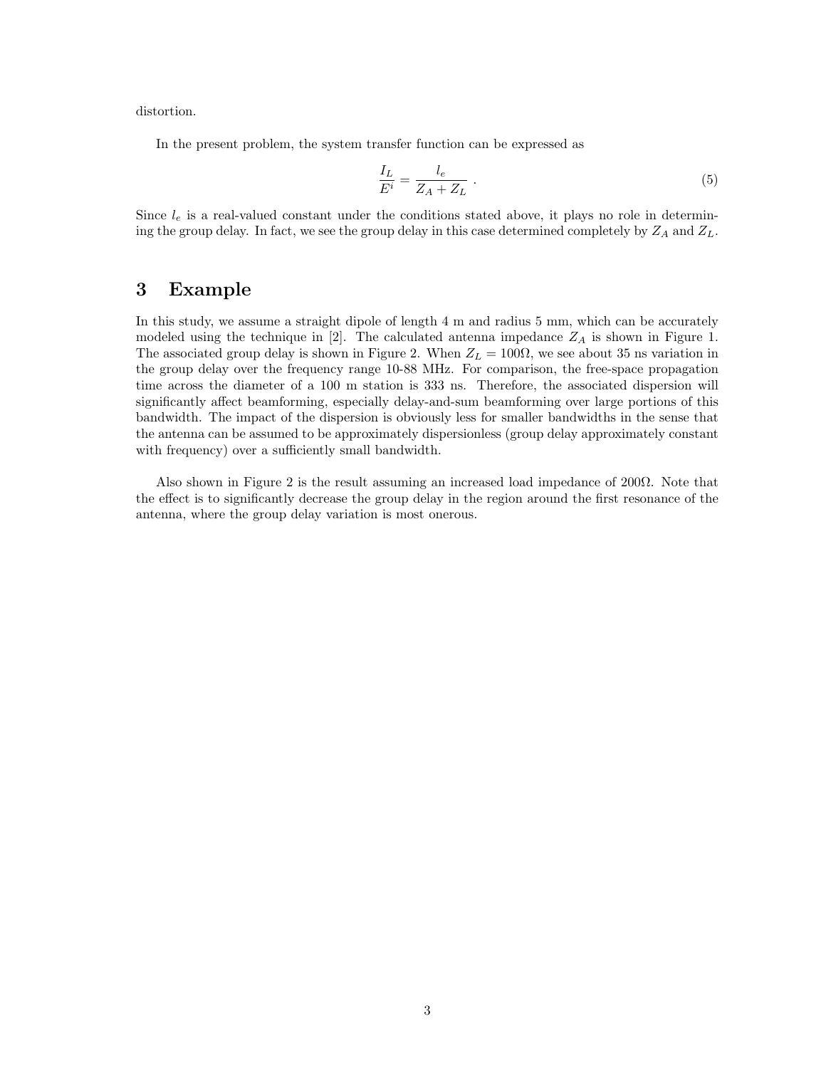distortion.

In the present problem, the system transfer function can be expressed as

$$\frac{I_L}{E^i} = \frac{l_e}{Z_A + Z_L} \ . \tag{5}$$

Since $l_e$ is a real-valued constant under the conditions stated above, it plays no role in determining the group delay. In fact, we see the group delay in this case determined completely by $Z_A$ and $Z_L$.

## 3 Example

In this study, we assume a straight dipole of length 4 m and radius 5 mm, which can be accurately modeled using the technique in [2]. The calculated antenna impedance $Z_A$ is shown in Figure 1. The associated group delay is shown in Figure 2. When $Z_L = 100\Omega$, we see about 35 ns variation in the group delay over the frequency range 10-88 MHz. For comparison, the free-space propagation time across the diameter of a 100 m station is 333 ns. Therefore, the associated dispersion will significantly affect beamforming, especially delay-and-sum beamforming over large portions of this bandwidth. The impact of the dispersion is obviously less for smaller bandwidths in the sense that the antenna can be assumed to be approximately dispersionless (group delay approximately constant with frequency) over a sufficiently small bandwidth.

Also shown in Figure 2 is the result assuming an increased load impedance of $200\Omega$. Note that the effect is to significantly decrease the group delay in the region around the first resonance of the antenna, where the group delay variation is most onerous.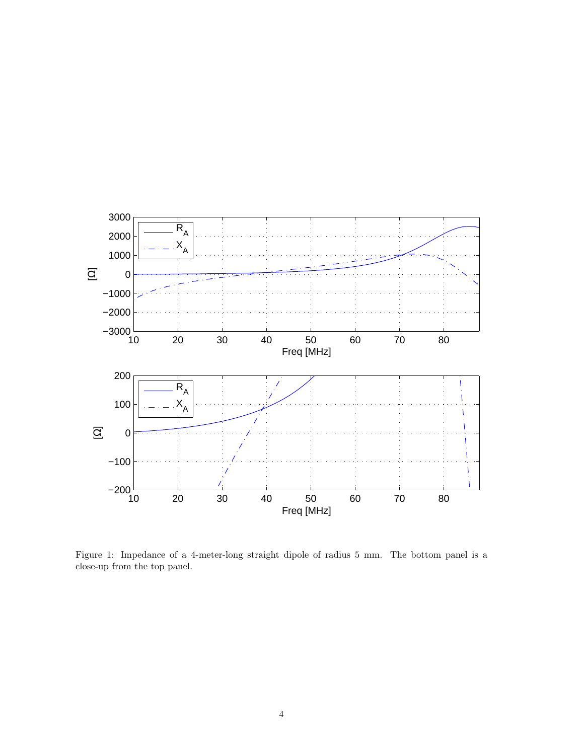Figure 1: Impedance of a 4-meter-long straight dipole of radius 5 mm. The bottom panel is a close-up from the top panel.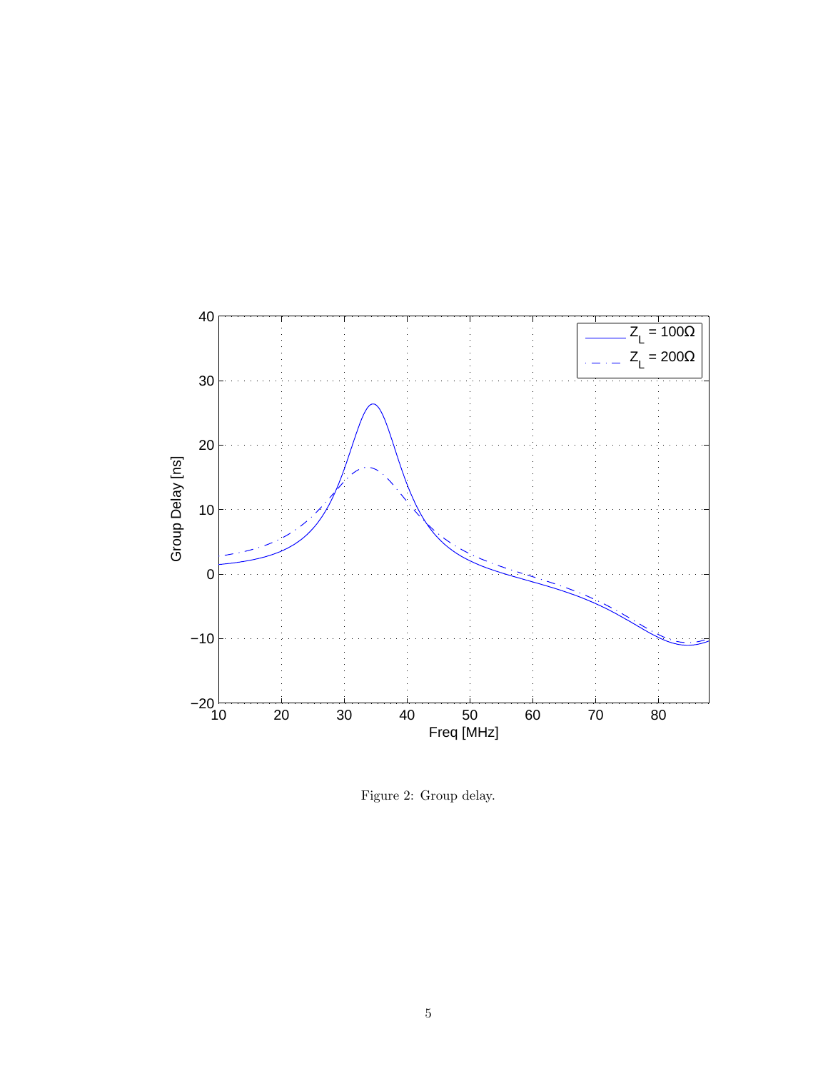Figure 2: Group delay.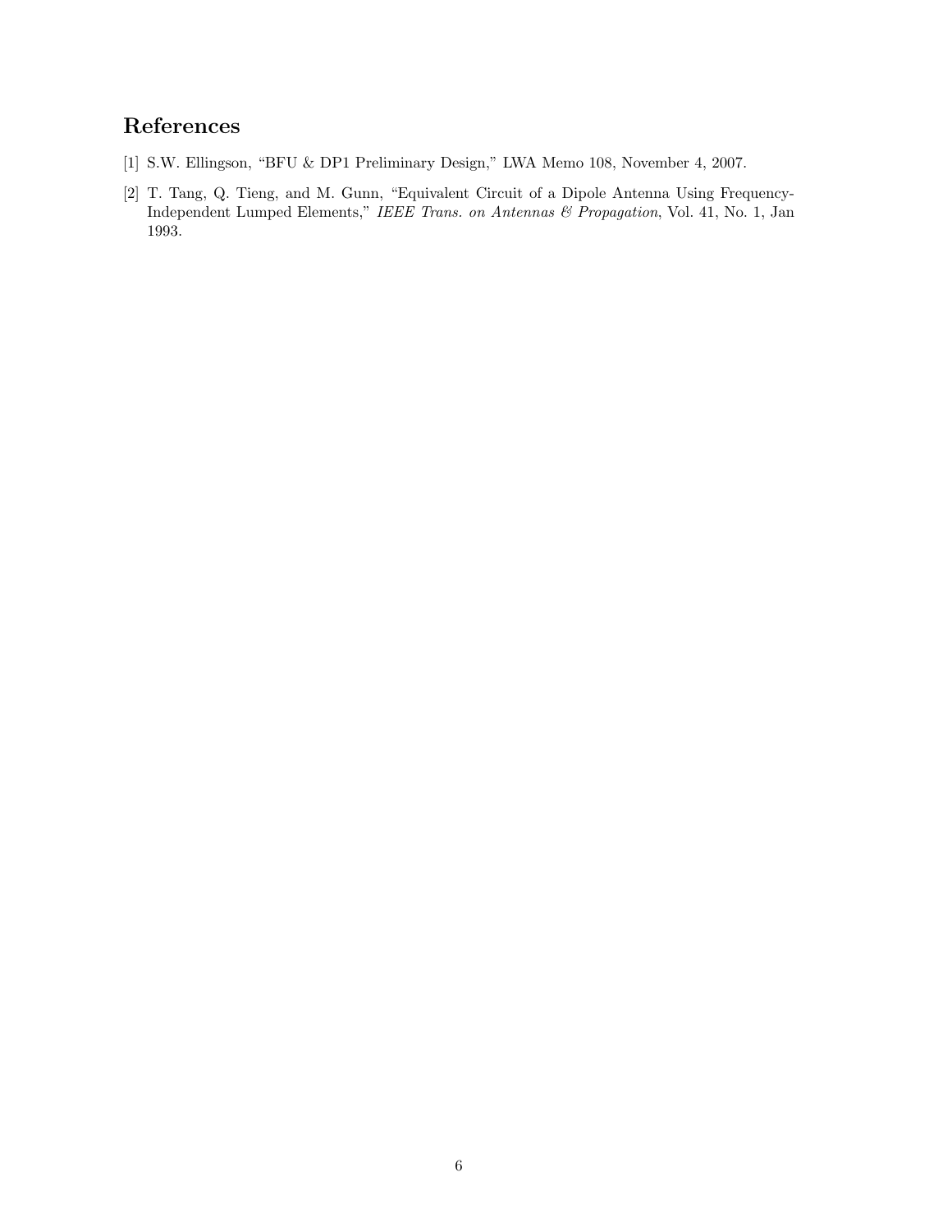## References

[1] S.W. Ellingson, "BFU & DP1 Preliminary Design," LWA Memo 108, November 4, 2007.

[2] T. Tang, Q. Tieng, and M. Gunn, "Equivalent Circuit of a Dipole Antenna Using Frequency-Independent Lumped Elements," *IEEE Trans. on Antennas & Propagation*, Vol. 41, No. 1, Jan 1993.